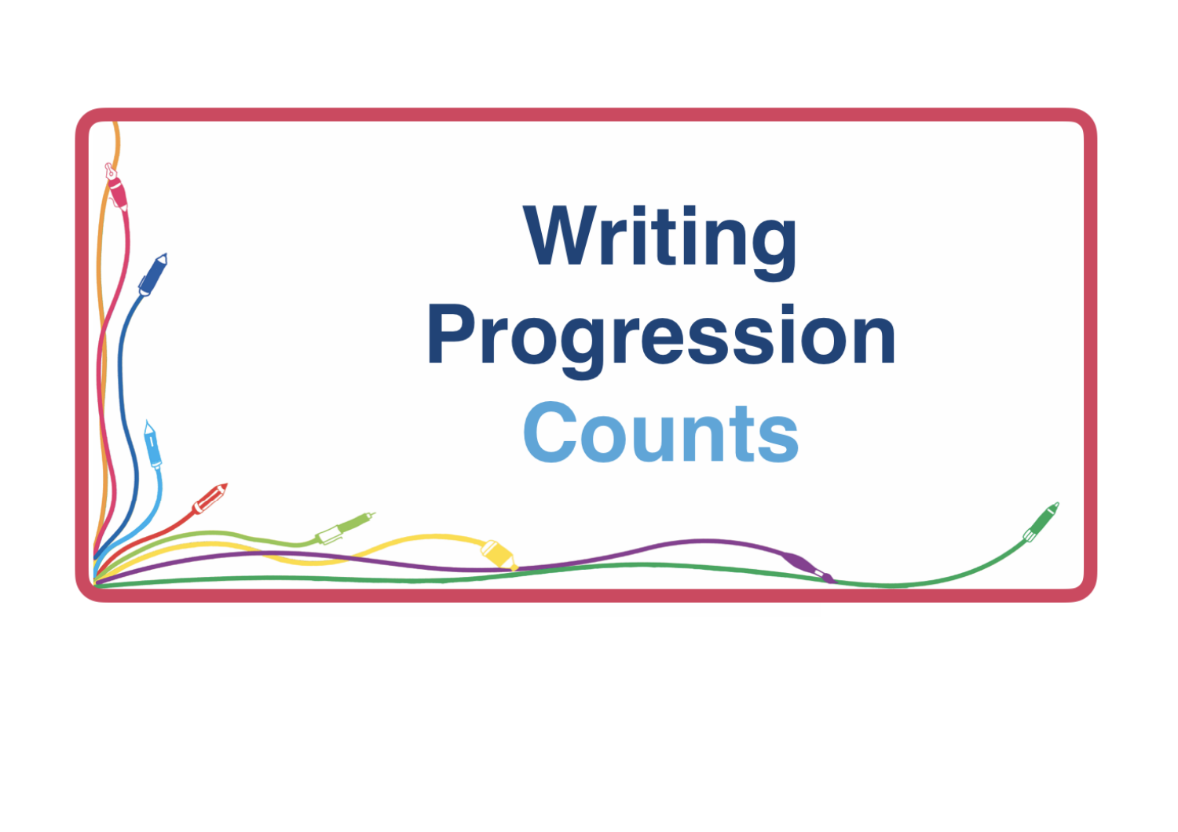# Writing Progression Counts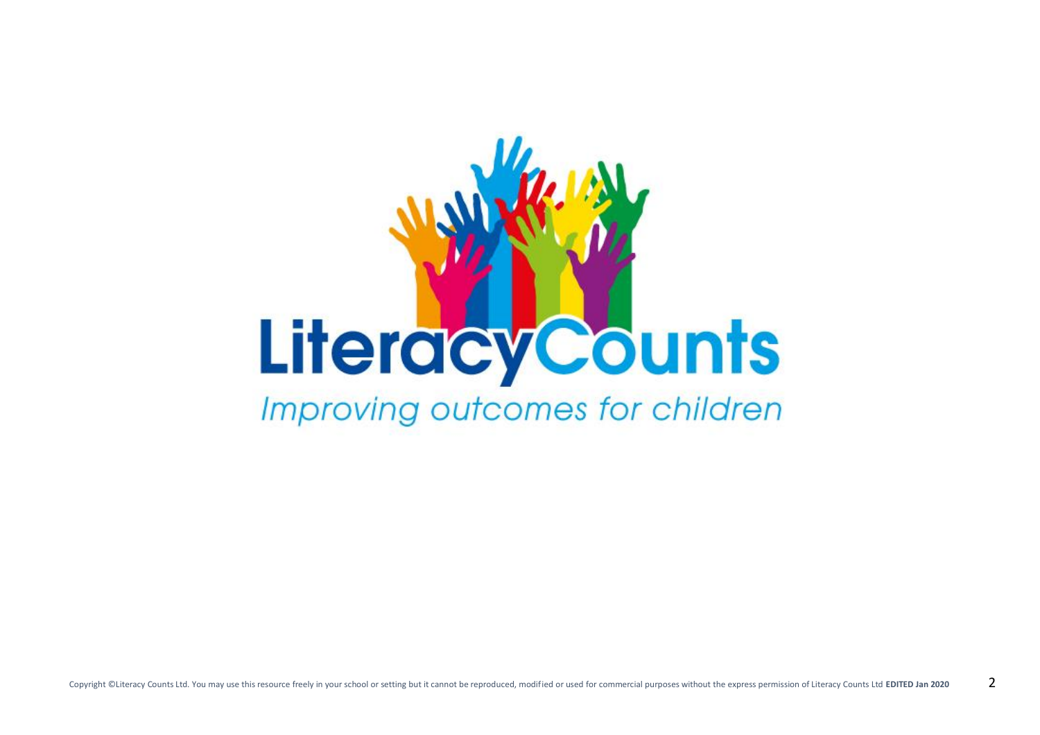LiteracyCounts

*Improving outcomes for children*

Copyright ©Literacy Counts Ltd. You may use this resource freely in your school or setting but it cannot be reproduced, modified or used for commercial purposes without the express permission of Literacy Counts Ltd **EDITED Jan 2020**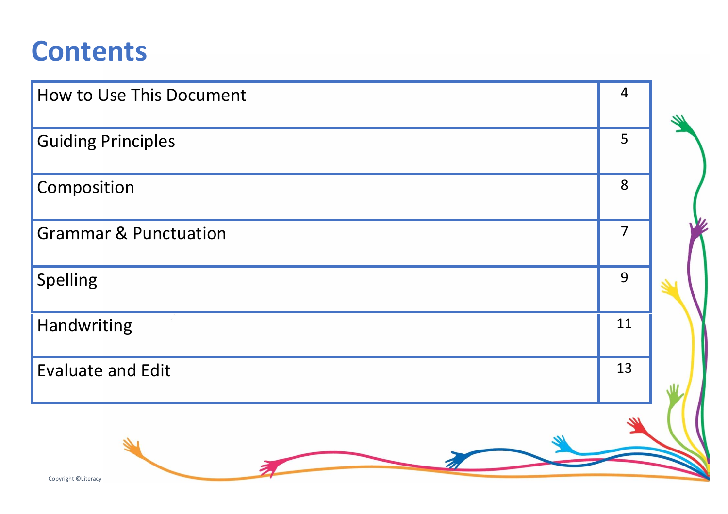# Contents

| | |
|---|---|
| How to Use This Document | 4 |
| Guiding Principles | 5 |
| Composition | 8 |
| Grammar & Punctuation | 7 |
| Spelling | 9 |
| Handwriting | 11 |
| Evaluate and Edit | 13 |

Copyright ©Literacy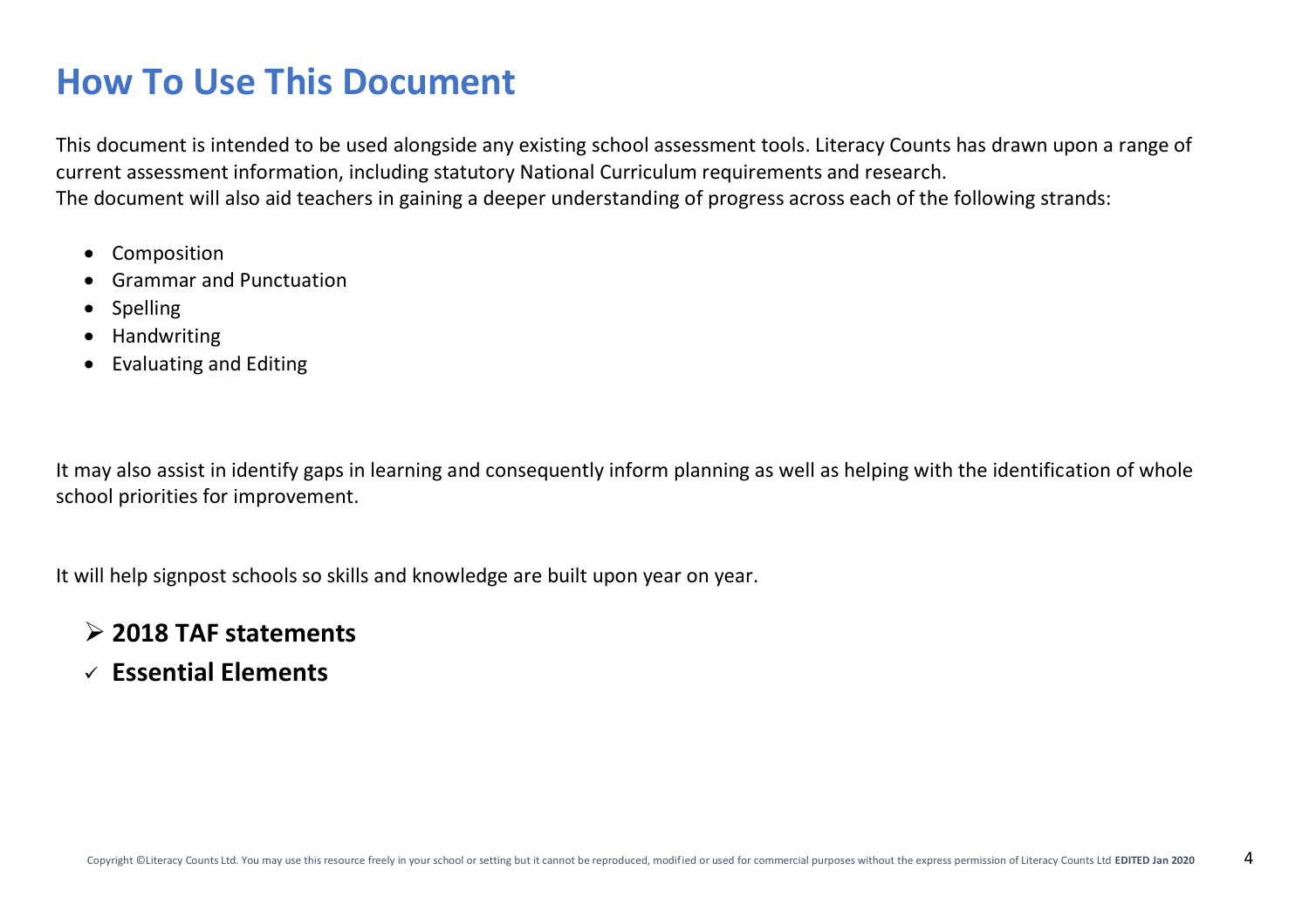# How To Use This Document

This document is intended to be used alongside any existing school assessment tools. Literacy Counts has drawn upon a range of current assessment information, including statutory National Curriculum requirements and research.
The document will also aid teachers in gaining a deeper understanding of progress across each of the following strands:

- Composition
- Grammar and Punctuation
- Spelling
- Handwriting
- Evaluating and Editing

It may also assist in identify gaps in learning and consequently inform planning as well as helping with the identification of whole school priorities for improvement.

It will help signpost schools so skills and knowledge are built upon year on year.

- ➢ **2018 TAF statements**
- ✓ **Essential Elements**

Copyright ©Literacy Counts Ltd. You may use this resource freely in your school or setting but it cannot be reproduced, modified or used for commercial purposes without the express permission of Literacy Counts Ltd **EDITED Jan 2020**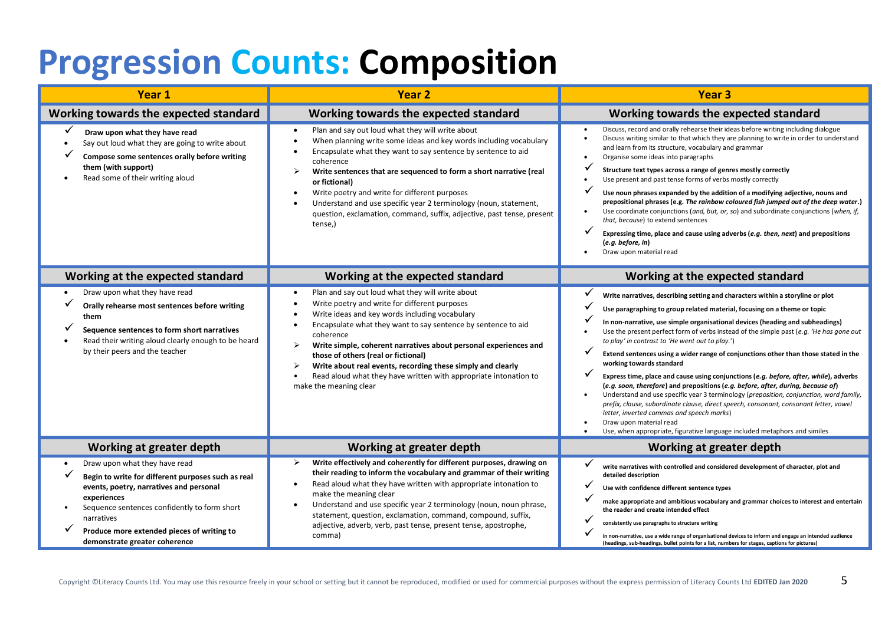# Progression Counts: Composition

| Year 1 | Year 2 | Year 3 |
|---|---|---|
| **Working towards the expected standard** | **Working towards the expected standard** | **Working towards the expected standard** |
| ✓ **Draw upon what they have read**<br>• Say out loud what they are going to write about<br>✓ **Compose some sentences orally before writing them (with support)**<br>• Read some of their writing aloud | • Plan and say out loud what they will write about<br>• When planning write some ideas and key words including vocabulary<br>• Encapsulate what they want to say sentence by sentence to aid coherence<br>➢ **Write sentences that are sequenced to form a short narrative (real or fictional)**<br>• Write poetry and write for different purposes<br>• Understand and use specific year 2 terminology (noun, statement, question, exclamation, command, suffix, adjective, past tense, present tense,) | • Discuss, record and orally rehearse their ideas before writing including dialogue<br>• Discuss writing similar to that which they are planning to write in order to understand and learn from its structure, vocabulary and grammar<br>• Organise some ideas into paragraphs<br>✓ **Structure text types across a range of genres mostly correctly**<br>• Use present and past tense forms of verbs mostly correctly<br>✓ **Use noun phrases expanded by the addition of a modifying adjective, nouns and prepositional phrases (e.g. *The rainbow coloured fish jumped out of the deep water*.)**<br>• Use coordinate conjunctions (*and, but, or, so*) and subordinate conjunctions (*when, if, that, because*) to extend sentences<br>✓ **Expressing time, place and cause using adverbs (*e.g. then, next*) and prepositions (*e.g. before, in*)**<br>• Draw upon material read |
| **Working at the expected standard** | **Working at the expected standard** | **Working at the expected standard** |
| • Draw upon what they have read<br>✓ **Orally rehearse most sentences before writing them**<br>✓ **Sequence sentences to form short narratives**<br>• Read their writing aloud clearly enough to be heard by their peers and the teacher | • Plan and say out loud what they will write about<br>• Write poetry and write for different purposes<br>• Write ideas and key words including vocabulary<br>• Encapsulate what they want to say sentence by sentence to aid coherence<br>➢ **Write simple, coherent narratives about personal experiences and those of others (real or fictional)**<br>➢ **Write about real events, recording these simply and clearly**<br>• Read aloud what they have written with appropriate intonation to make the meaning clear | ✓ **Write narratives, describing setting and characters within a storyline or plot**<br>✓ **Use paragraphing to group related material, focusing on a theme or topic**<br>✓ **In non-narrative, use simple organisational devices (heading and subheadings)**<br>• Use the present perfect form of verbs instead of the simple past (*e.g. 'He has gone out to play' in contrast to 'He went out to play.'*)<br>✓ **Extend sentences using a wider range of conjunctions other than those stated in the working towards standard**<br>✓ **Express time, place and cause using conjunctions (*e.g. before, after, while*), adverbs (*e.g. soon, therefore*) and prepositions (*e.g. before, after, during, because of*)**<br>• Understand and use specific year 3 terminology (*preposition, conjunction, word family, prefix, clause, subordinate clause, direct speech, consonant, consonant letter, vowel letter, inverted commas and speech marks*)<br>• Draw upon material read<br>• Use, when appropriate, figurative language included metaphors and similes |
| **Working at greater depth** | **Working at greater depth** | **Working at greater depth** |
| • Draw upon what they have read<br>✓ **Begin to write for different purposes such as real events, poetry, narratives and personal experiences**<br>• Sequence sentences confidently to form short narratives<br>✓ **Produce more extended pieces of writing to demonstrate greater coherence** | ➢ **Write effectively and coherently for different purposes, drawing on their reading to inform the vocabulary and grammar of their writing**<br>• Read aloud what they have written with appropriate intonation to make the meaning clear<br>• Understand and use specific year 2 terminology (noun, noun phrase, statement, question, exclamation, command, compound, suffix, adjective, adverb, verb, past tense, present tense, apostrophe, comma) | ✓ **write narratives with controlled and considered development of character, plot and detailed description**<br>✓ **Use with confidence different sentence types**<br>✓ **make appropriate and ambitious vocabulary and grammar choices to interest and entertain the reader and create intended effect**<br>✓ **consistently use paragraphs to structure writing**<br>✓ **in non-narrative, use a wide range of organisational devices to inform and engage an intended audience (headings, sub-headings, bullet points for a list, numbers for stages, captions for pictures)** |

Copyright ©Literacy Counts Ltd. You may use this resource freely in your school or setting but it cannot be reproduced, modified or used for commercial purposes without the express permission of Literacy Counts Ltd **EDITED Jan 2020**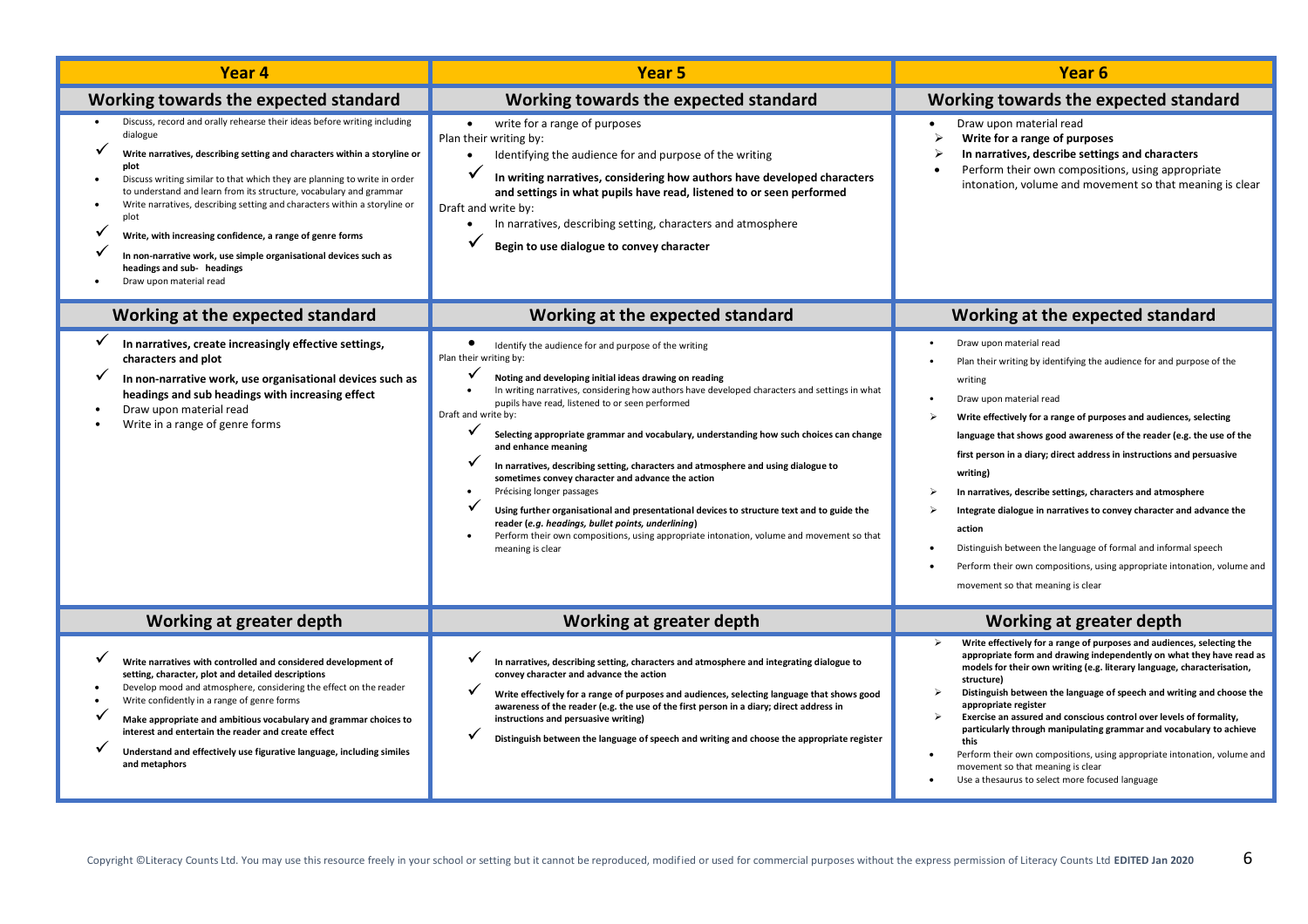| Year 4 | Year 5 | Year 6 |
|---|---|---|
| **Working towards the expected standard** | **Working towards the expected standard** | **Working towards the expected standard** |
| • Discuss, record and orally rehearse their ideas before writing including dialogue<br>✓ **Write narratives, describing setting and characters within a storyline or plot**<br>• Discuss writing similar to that which they are planning to write in order to understand and learn from its structure, vocabulary and grammar<br>• Write narratives, describing setting and characters within a storyline or plot<br>✓ **Write, with increasing confidence, a range of genre forms**<br>✓ **In non-narrative work, use simple organisational devices such as headings and sub- headings**<br>• Draw upon material read | • write for a range of purposes<br>Plan their writing by:<br>• Identifying the audience for and purpose of the writing<br>✓ **In writing narratives, considering how authors have developed characters and settings in what pupils have read, listened to or seen performed**<br>Draft and write by:<br>• In narratives, describing setting, characters and atmosphere<br>✓ **Begin to use dialogue to convey character** | • Draw upon material read<br>➢ **Write for a range of purposes**<br>➢ **In narratives, describe settings and characters**<br>• Perform their own compositions, using appropriate intonation, volume and movement so that meaning is clear |
| **Working at the expected standard** | **Working at the expected standard** | **Working at the expected standard** |
| ✓ **In narratives, create increasingly effective settings, characters and plot**<br>✓ **In non-narrative work, use organisational devices such as headings and sub headings with increasing effect**<br>• Draw upon material read<br>• Write in a range of genre forms | • Identify the audience for and purpose of the writing<br>Plan their writing by:<br>✓ **Noting and developing initial ideas drawing on reading**<br>• In writing narratives, considering how authors have developed characters and settings in what pupils have read, listened to or seen performed<br>Draft and write by:<br>✓ **Selecting appropriate grammar and vocabulary, understanding how such choices can change and enhance meaning**<br>✓ **In narratives, describing setting, characters and atmosphere and using dialogue to sometimes convey character and advance the action**<br>• Précising longer passages<br>✓ **Using further organisational and presentational devices to structure text and to guide the reader (*e.g. headings, bullet points, underlining*)**<br>• Perform their own compositions, using appropriate intonation, volume and movement so that meaning is clear | • Draw upon material read<br>• Plan their writing by identifying the audience for and purpose of the writing<br>• Draw upon material read<br>➢ **Write effectively for a range of purposes and audiences, selecting language that shows good awareness of the reader (e.g. the use of the first person in a diary; direct address in instructions and persuasive writing)**<br>➢ **In narratives, describe settings, characters and atmosphere**<br>➢ **Integrate dialogue in narratives to convey character and advance the action**<br>• Distinguish between the language of formal and informal speech<br>• Perform their own compositions, using appropriate intonation, volume and movement so that meaning is clear |
| **Working at greater depth** | **Working at greater depth** | **Working at greater depth** |
| ✓ **Write narratives with controlled and considered development of setting, character, plot and detailed descriptions**<br>• Develop mood and atmosphere, considering the effect on the reader<br>• Write confidently in a range of genre forms<br>✓ **Make appropriate and ambitious vocabulary and grammar choices to interest and entertain the reader and create effect**<br>✓ **Understand and effectively use figurative language, including similes and metaphors** | ✓ **In narratives, describing setting, characters and atmosphere and integrating dialogue to convey character and advance the action**<br>✓ **Write effectively for a range of purposes and audiences, selecting language that shows good awareness of the reader (e.g. the use of the first person in a diary; direct address in instructions and persuasive writing)**<br>✓ **Distinguish between the language of speech and writing and choose the appropriate register** | ➢ **Write effectively for a range of purposes and audiences, selecting the appropriate form and drawing independently on what they have read as models for their own writing (e.g. literary language, characterisation, structure)**<br>➢ **Distinguish between the language of speech and writing and choose the appropriate register**<br>➢ **Exercise an assured and conscious control over levels of formality, particularly through manipulating grammar and vocabulary to achieve this**<br>• Perform their own compositions, using appropriate intonation, volume and movement so that meaning is clear<br>• Use a thesaurus to select more focused language |

Copyright ©Literacy Counts Ltd. You may use this resource freely in your school or setting but it cannot be reproduced, modified or used for commercial purposes without the express permission of Literacy Counts Ltd **EDITED Jan 2020**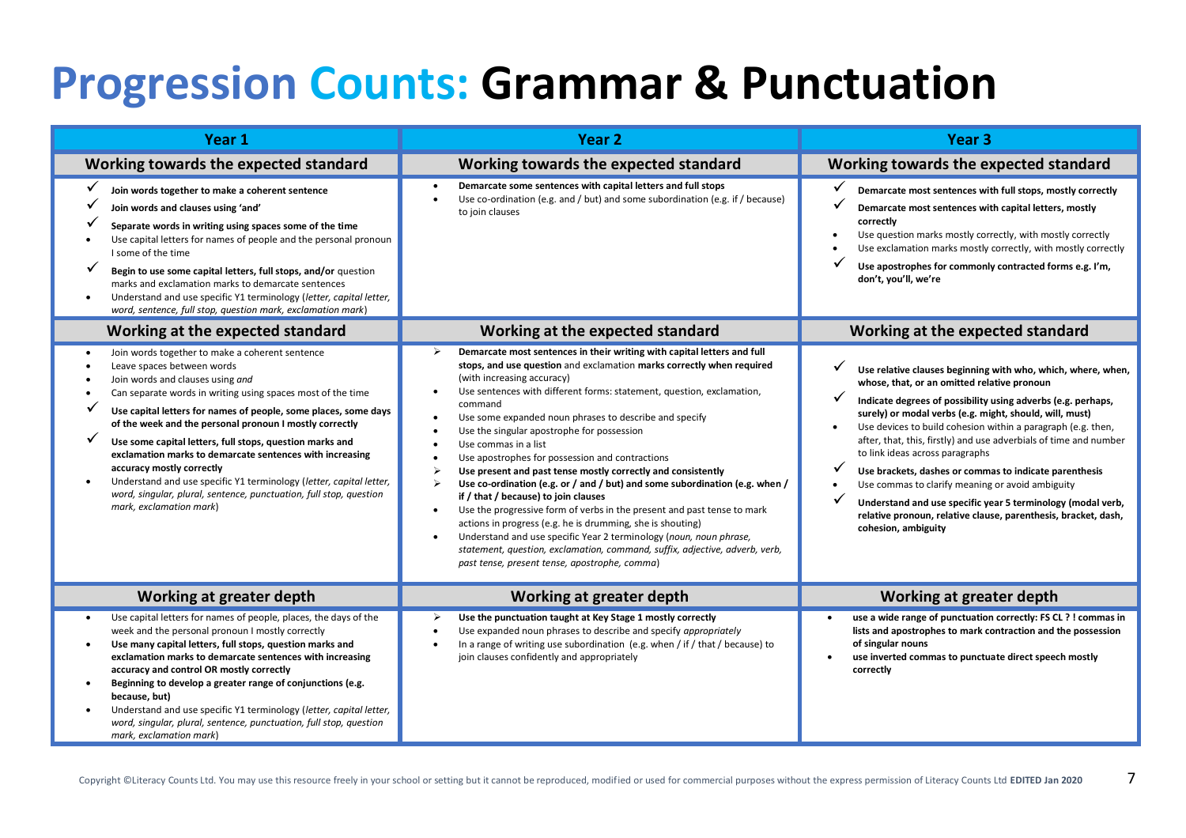# Progression Counts: Grammar & Punctuation

| Year 1 | Year 2 | Year 3 |
|---|---|---|
| **Working towards the expected standard** | **Working towards the expected standard** | **Working towards the expected standard** |
| ✓ **Join words together to make a coherent sentence**<br>✓ **Join words and clauses using 'and'**<br>✓ **Separate words in writing using spaces some of the time**<br>• Use capital letters for names of people and the personal pronoun I some of the time<br>✓ **Begin to use some capital letters, full stops, and/or** question marks and exclamation marks to demarcate sentences<br>• Understand and use specific Y1 terminology (*letter, capital letter, word, sentence, full stop, question mark, exclamation mark*) | • **Demarcate some sentences with capital letters and full stops**<br>• Use co-ordination (e.g. and / but) and some subordination (e.g. if / because) to join clauses | ✓ **Demarcate most sentences with full stops, mostly correctly**<br>✓ **Demarcate most sentences with capital letters, mostly correctly**<br>• Use question marks mostly correctly, with mostly correctly<br>• Use exclamation marks mostly correctly, with mostly correctly<br>✓ **Use apostrophes for commonly contracted forms e.g. I'm, don't, you'll, we're** |
| **Working at the expected standard** | **Working at the expected standard** | **Working at the expected standard** |
| • Join words together to make a coherent sentence<br>• Leave spaces between words<br>• Join words and clauses using *and*<br>• Can separate words in writing using spaces most of the time<br>✓ **Use capital letters for names of people, some places, some days of the week and the personal pronoun I mostly correctly**<br>✓ **Use some capital letters, full stops, question marks and exclamation marks to demarcate sentences with increasing accuracy mostly correctly**<br>• Understand and use specific Y1 terminology (*letter, capital letter, word, singular, plural, sentence, punctuation, full stop, question mark, exclamation mark*) | ➢ **Demarcate most sentences in their writing with capital letters and full stops, and use question** and exclamation **marks correctly when required** (with increasing accuracy)<br>• Use sentences with different forms: statement, question, exclamation, command<br>• Use some expanded noun phrases to describe and specify<br>• Use the singular apostrophe for possession<br>• Use commas in a list<br>• Use apostrophes for possession and contractions<br>➢ **Use present and past tense mostly correctly and consistently**<br>➢ **Use co-ordination (e.g. or / and / but) and some subordination (e.g. when / if / that / because) to join clauses**<br>• Use the progressive form of verbs in the present and past tense to mark actions in progress (e.g. he is drumming, she is shouting)<br>• Understand and use specific Year 2 terminology (*noun, noun phrase, statement, question, exclamation, command, suffix, adjective, adverb, verb, past tense, present tense, apostrophe, comma*) | ✓ **Use relative clauses beginning with who, which, where, when, whose, that, or an omitted relative pronoun**<br>✓ **Indicate degrees of possibility using adverbs (e.g. perhaps, surely) or modal verbs (e.g. might, should, will, must)**<br>• Use devices to build cohesion within a paragraph (e.g. then, after, that, this, firstly) and use adverbials of time and number to link ideas across paragraphs<br>✓ **Use brackets, dashes or commas to indicate parenthesis**<br>• Use commas to clarify meaning or avoid ambiguity<br>✓ **Understand and use specific year 5 terminology (modal verb, relative pronoun, relative clause, parenthesis, bracket, dash, cohesion, ambiguity** |
| **Working at greater depth** | **Working at greater depth** | **Working at greater depth** |
| • Use capital letters for names of people, places, the days of the week and the personal pronoun I mostly correctly<br>• **Use many capital letters, full stops, question marks and exclamation marks to demarcate sentences with increasing accuracy and control OR mostly correctly**<br>• **Beginning to develop a greater range of conjunctions (e.g. because, but)**<br>• Understand and use specific Y1 terminology (*letter, capital letter, word, singular, plural, sentence, punctuation, full stop, question mark, exclamation mark*) | ➢ **Use the punctuation taught at Key Stage 1 mostly correctly**<br>• Use expanded noun phrases to describe and specify *appropriately*<br>• In a range of writing use subordination (e.g. when / if / that / because) to join clauses confidently and appropriately | • **use a wide range of punctuation correctly: FS CL ? ! commas in lists and apostrophes to mark contraction and the possession of singular nouns**<br>• **use inverted commas to punctuate direct speech mostly correctly** |

Copyright ©Literacy Counts Ltd. You may use this resource freely in your school or setting but it cannot be reproduced, modified or used for commercial purposes without the express permission of Literacy Counts Ltd **EDITED Jan 2020**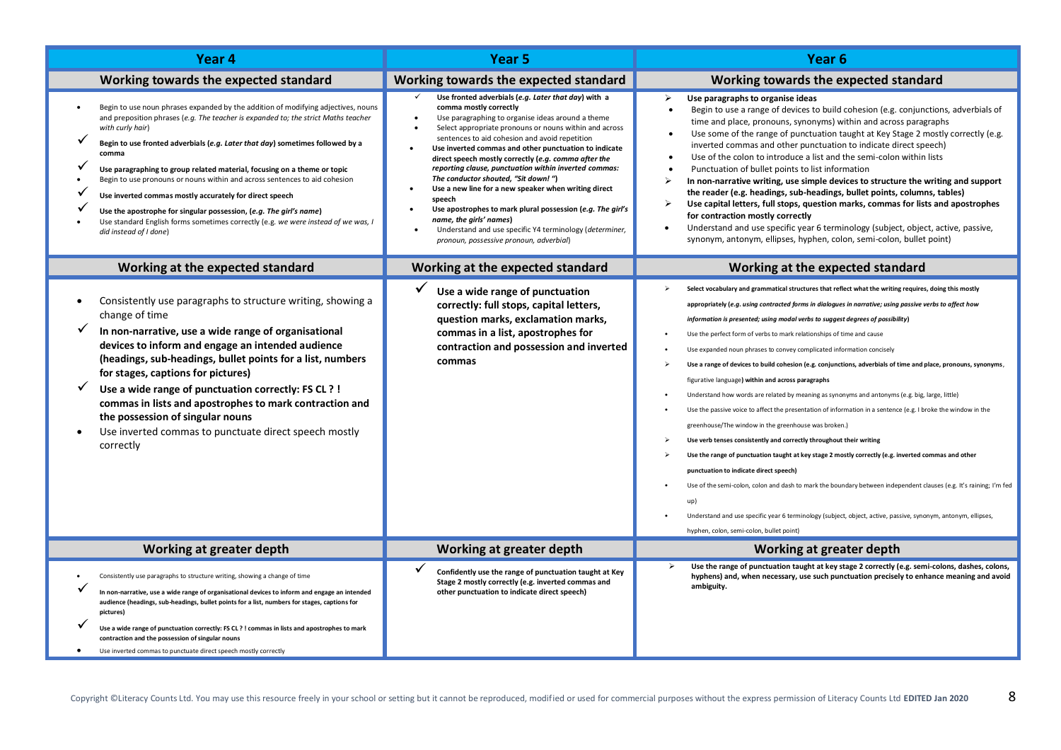| Year 4 | Year 5 | Year 6 |
|---|---|---|
| **Working towards the expected standard** | **Working towards the expected standard** | **Working towards the expected standard** |
| • Begin to use noun phrases expanded by the addition of modifying adjectives, nouns and preposition phrases (*e.g. The teacher is expanded to; the strict Maths teacher with curly hair*)<br>✓ **Begin to use fronted adverbials (*e.g. Later that day*) sometimes followed by a comma**<br>✓ **Use paragraphing to group related material, focusing on a theme or topic**<br>• Begin to use pronouns or nouns within and across sentences to aid cohesion<br>✓ **Use inverted commas mostly accurately for direct speech**<br>✓ **Use the apostrophe for singular possession, (*e.g. The girl's name*)**<br>• Use standard English forms sometimes correctly (e.g. *we were instead of we was, I did instead of I done*) | ✓ **Use fronted adverbials (*e.g. Later that day*) with a comma mostly correctly**<br>• Use paragraphing to organise ideas around a theme<br>• Select appropriate pronouns or nouns within and across sentences to aid cohesion and avoid repetition<br>• **Use inverted commas and other punctuation to indicate direct speech mostly correctly (*e.g. comma after the reporting clause, punctuation within inverted commas: The conductor shouted, "Sit down!"*)**<br>• **Use a new line for a new speaker when writing direct speech**<br>• **Use apostrophes to mark plural possession (*e.g. The girl's name, the girls' names*)**<br>• Understand and use specific Y4 terminology (*determiner, pronoun, possessive pronoun, adverbial*) | ➢ **Use paragraphs to organise ideas**<br>• Begin to use a range of devices to build cohesion (e.g. conjunctions, adverbials of time and place, pronouns, synonyms) within and across paragraphs<br>• Use some of the range of punctuation taught at Key Stage 2 mostly correctly (e.g. inverted commas and other punctuation to indicate direct speech)<br>• Use of the colon to introduce a list and the semi-colon within lists<br>• Punctuation of bullet points to list information<br>➢ **In non-narrative writing, use simple devices to structure the writing and support the reader (e.g. headings, sub-headings, bullet points, columns, tables)**<br>➢ **Use capital letters, full stops, question marks, commas for lists and apostrophes for contraction mostly correctly**<br>• Understand and use specific year 6 terminology (subject, object, active, passive, synonym, antonym, ellipses, hyphen, colon, semi-colon, bullet point) |
| **Working at the expected standard** | **Working at the expected standard** | **Working at the expected standard** |
| • Consistently use paragraphs to structure writing, showing a change of time<br>✓ **In non-narrative, use a wide range of organisational devices to inform and engage an intended audience (headings, sub-headings, bullet points for a list, numbers for stages, captions for pictures)**<br>✓ **Use a wide range of punctuation correctly: FS CL ? ! commas in lists and apostrophes to mark contraction and the possession of singular nouns**<br>• Use inverted commas to punctuate direct speech mostly correctly | ✓ **Use a wide range of punctuation correctly: full stops, capital letters, question marks, exclamation marks, commas in a list, apostrophes for contraction and possession and inverted commas** | ➢ **Select vocabulary and grammatical structures that reflect what the writing requires, doing this mostly appropriately (*e.g. using contracted forms in dialogues in narrative; using passive verbs to affect how information is presented; using modal verbs to suggest degrees of possibility*)**<br>• Use the perfect form of verbs to mark relationships of time and cause<br>• Use expanded noun phrases to convey complicated information concisely<br>➢ **Use a range of devices to build cohesion (e.g. conjunctions, adverbials of time and place, pronouns, synonyms**, figurative language**) within and across paragraphs**<br>• Understand how words are related by meaning as synonyms and antonyms (e.g. big, large, little)<br>• Use the passive voice to affect the presentation of information in a sentence (e.g. I broke the window in the greenhouse/The window in the greenhouse was broken.)<br>➢ **Use verb tenses consistently and correctly throughout their writing**<br>➢ **Use the range of punctuation taught at key stage 2 mostly correctly (e.g. inverted commas and other punctuation to indicate direct speech)**<br>• Use of the semi-colon, colon and dash to mark the boundary between independent clauses (e.g. It's raining; I'm fed up)<br>• Understand and use specific year 6 terminology (subject, object, active, passive, synonym, antonym, ellipses, hyphen, colon, semi-colon, bullet point) |
| **Working at greater depth** | **Working at greater depth** | **Working at greater depth** |
| • Consistently use paragraphs to structure writing, showing a change of time<br>✓ **In non-narrative, use a wide range of organisational devices to inform and engage an intended audience (headings, sub-headings, bullet points for a list, numbers for stages, captions for pictures)**<br>✓ **Use a wide range of punctuation correctly: FS CL ? ! commas in lists and apostrophes to mark contraction and the possession of singular nouns**<br>• Use inverted commas to punctuate direct speech mostly correctly | ✓ **Confidently use the range of punctuation taught at Key Stage 2 mostly correctly (e.g. inverted commas and other punctuation to indicate direct speech)** | ➢ **Use the range of punctuation taught at key stage 2 correctly (e.g. semi-colons, dashes, colons, hyphens) and, when necessary, use such punctuation precisely to enhance meaning and avoid ambiguity.** |

Copyright ©Literacy Counts Ltd. You may use this resource freely in your school or setting but it cannot be reproduced, modified or used for commercial purposes without the express permission of Literacy Counts Ltd **EDITED Jan 2020**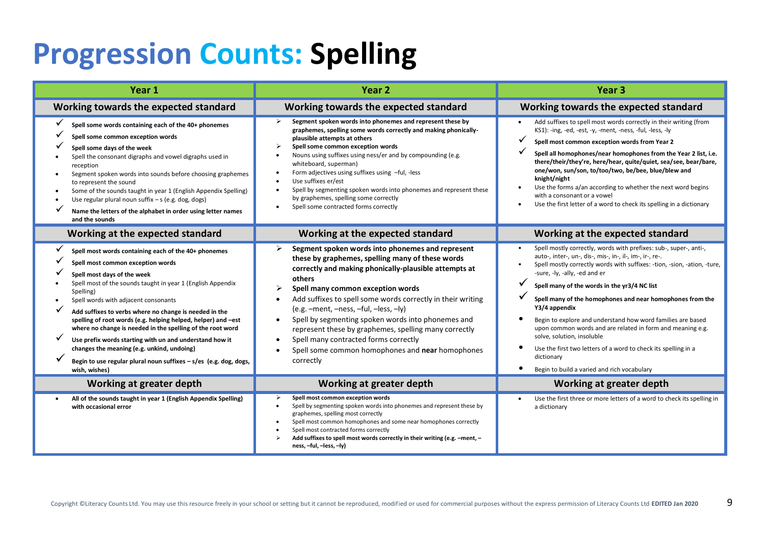# Progression Counts: Spelling

| Year 1 | Year 2 | Year 3 |
|---|---|---|
| **Working towards the expected standard** | **Working towards the expected standard** | **Working towards the expected standard** |
| ✓ **Spell some words containing each of the 40+ phonemes**<br>✓ **Spell some common exception words**<br>✓ **Spell some days of the week**<br>• Spell the consonant digraphs and vowel digraphs used in reception<br>• Segment spoken words into sounds before choosing graphemes to represent the sound<br>• Some of the sounds taught in year 1 (English Appendix Spelling)<br>• Use regular plural noun suffix – s (e.g. dog, dogs)<br>✓ **Name the letters of the alphabet in order using letter names and the sounds** | ➢ **Segment spoken words into phonemes and represent these by graphemes, spelling some words correctly and making phonically-plausible attempts at others**<br>➢ **Spell some common exception words**<br>• Nouns using suffixes using ness/er and by compounding (e.g. whiteboard, superman)<br>• Form adjectives using suffixes using –ful, -less<br>• Use suffixes er/est<br>• Spell by segmenting spoken words into phonemes and represent these by graphemes, spelling some correctly<br>• Spell some contracted forms correctly | • Add suffixes to spell most words correctly in their writing (from KS1): -ing, -ed, -est, -y, -ment, -ness, -ful, -less, -ly<br>✓ **Spell most common exception words from Year 2**<br>✓ **Spell all homophones/near homophones from the Year 2 list, i.e. there/their/they're, here/hear, quite/quiet, sea/see, bear/bare, one/won, sun/son, to/too/two, be/bee, blue/blew and knight/night**<br>• Use the forms a/an according to whether the next word begins with a consonant or a vowel<br>• Use the first letter of a word to check its spelling in a dictionary |
| **Working at the expected standard** | **Working at the expected standard** | **Working at the expected standard** |
| ✓ **Spell most words containing each of the 40+ phonemes**<br>✓ **Spell most common exception words**<br>✓ **Spell most days of the week**<br>• Spell most of the sounds taught in year 1 (English Appendix Spelling)<br>• Spell words with adjacent consonants<br>✓ **Add suffixes to verbs where no change is needed in the spelling of root words (e.g. helping helped, helper) and –est where no change is needed in the spelling of the root word**<br>✓ **Use prefix words starting with un and understand how it changes the meaning (e.g. unkind, undoing)**<br>✓ **Begin to use regular plural noun suffixes – s/es (e.g. dog, dogs, wish, wishes)** | ➢ **Segment spoken words into phonemes and represent these by graphemes, spelling many of these words correctly and making phonically-plausible attempts at others**<br>➢ **Spell many common exception words**<br>• Add suffixes to spell some words correctly in their writing (e.g. –ment, –ness, –ful, –less, –ly)<br>• Spell by segmenting spoken words into phonemes and represent these by graphemes, spelling many correctly<br>• Spell many contracted forms correctly<br>• Spell some common homophones and **near** homophones correctly | • Spell mostly correctly, words with prefixes: sub-, super-, anti-, auto-, inter-, un-, dis-, mis-, in-, il-, im-, ir-, re-.<br>• Spell mostly correctly words with suffixes: -tion, -sion, -ation, -ture, -sure, -ly, -ally, -ed and er<br>✓ **Spell many of the words in the yr3/4 NC list**<br>✓ **Spell many of the homophones and near homophones from the Y3/4 appendix**<br>• Begin to explore and understand how word families are based upon common words and are related in form and meaning e.g. solve, solution, insoluble<br>• Use the first two letters of a word to check its spelling in a dictionary<br>• Begin to build a varied and rich vocabulary |
| **Working at greater depth** | **Working at greater depth** | **Working at greater depth** |
| • **All of the sounds taught in year 1 (English Appendix Spelling) with occasional error** | ➢ **Spell most common exception words**<br>• Spell by segmenting spoken words into phonemes and represent these by graphemes, spelling most correctly<br>• Spell most common homophones and some near homophones correctly<br>• Spell most contracted forms correctly<br>➢ **Add suffixes to spell most words correctly in their writing (e.g. –ment, –ness, –ful, –less, –ly)** | • Use the first three or more letters of a word to check its spelling in a dictionary |

Copyright ©Literacy Counts Ltd. You may use this resource freely in your school or setting but it cannot be reproduced, modified or used for commercial purposes without the express permission of Literacy Counts Ltd **EDITED Jan 2020**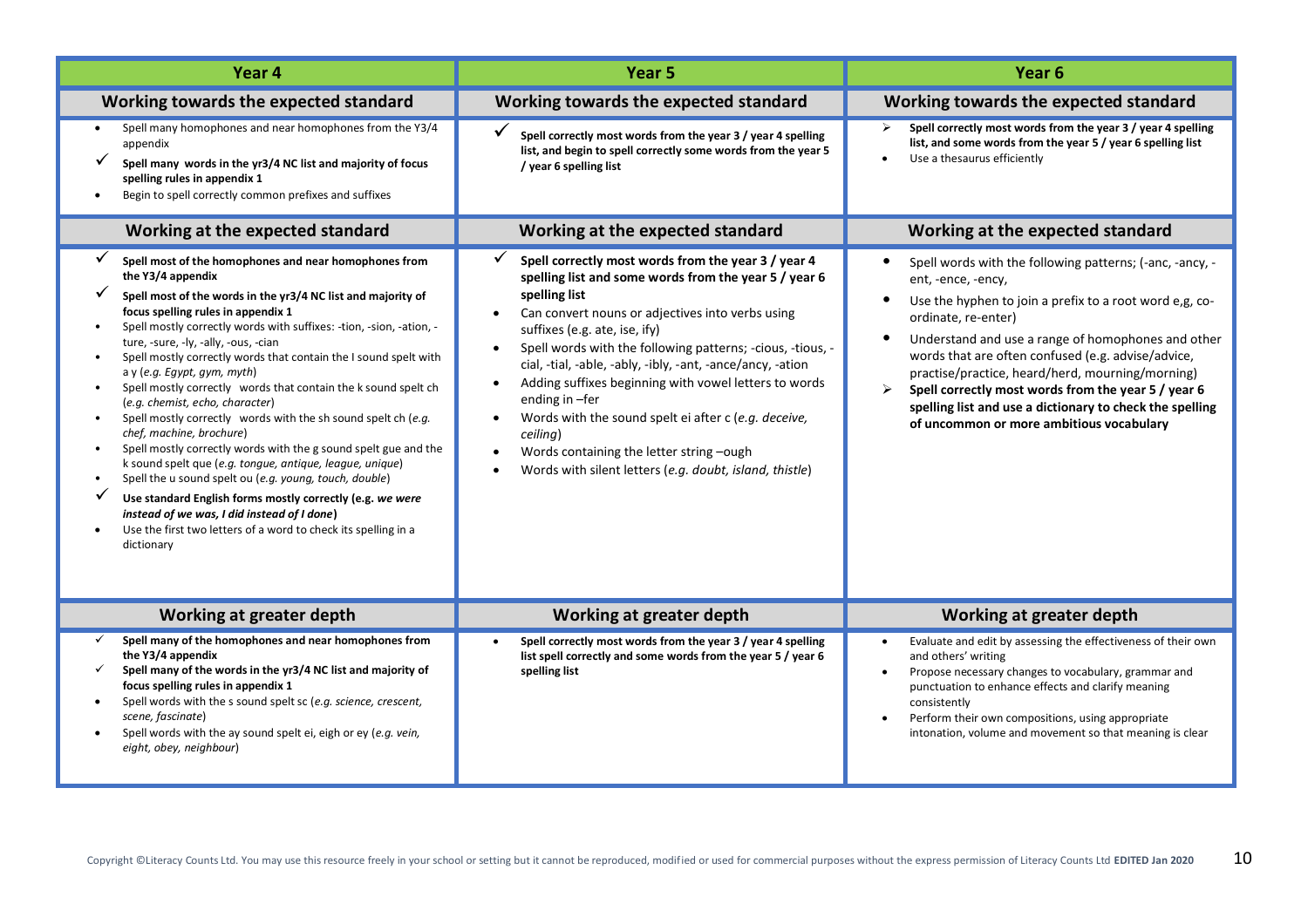| Year 4 | Year 5 | Year 6 |
|---|---|---|
| **Working towards the expected standard** | **Working towards the expected standard** | **Working towards the expected standard** |
| • Spell many homophones and near homophones from the Y3/4 appendix<br>✓ **Spell many words in the yr3/4 NC list and majority of focus spelling rules in appendix 1**<br>• Begin to spell correctly common prefixes and suffixes | ✓ **Spell correctly most words from the year 3 / year 4 spelling list, and begin to spell correctly some words from the year 5 / year 6 spelling list** | ➢ **Spell correctly most words from the year 3 / year 4 spelling list, and some words from the year 5 / year 6 spelling list**<br>• Use a thesaurus efficiently |
| **Working at the expected standard** | **Working at the expected standard** | **Working at the expected standard** |
| ✓ **Spell most of the homophones and near homophones from the Y3/4 appendix**<br>✓ **Spell most of the words in the yr3/4 NC list and majority of focus spelling rules in appendix 1**<br>• Spell mostly correctly words with suffixes: -tion, -sion, -ation, -ture, -sure, -ly, -ally, -ous, -cian<br>• Spell mostly correctly words that contain the I sound spelt with a y (*e.g. Egypt, gym, myth*)<br>• Spell mostly correctly words that contain the k sound spelt ch (*e.g. chemist, echo, character*)<br>• Spell mostly correctly words with the sh sound spelt ch (*e.g. chef, machine, brochure*)<br>• Spell mostly correctly words with the g sound spelt gue and the k sound spelt que (*e.g. tongue, antique, league, unique*)<br>• Spell the u sound spelt ou (*e.g. young, touch, double*)<br>✓ **Use standard English forms mostly correctly (e.g. *we were instead of we was, I did instead of I done*)**<br>• Use the first two letters of a word to check its spelling in a dictionary | ✓ **Spell correctly most words from the year 3 / year 4 spelling list and some words from the year 5 / year 6 spelling list**<br>• Can convert nouns or adjectives into verbs using suffixes (e.g. ate, ise, ify)<br>• Spell words with the following patterns; -cious, -tious, -cial, -tial, -able, -ably, -ibly, -ant, -ance/ancy, -ation<br>• Adding suffixes beginning with vowel letters to words ending in –fer<br>• Words with the sound spelt ei after c (*e.g. deceive, ceiling*)<br>• Words containing the letter string –ough<br>• Words with silent letters (*e.g. doubt, island, thistle*) | • Spell words with the following patterns; (-anc, -ancy, -ent, -ence, -ency,<br>• Use the hyphen to join a prefix to a root word e,g, co-ordinate, re-enter)<br>• Understand and use a range of homophones and other words that are often confused (e.g. advise/advice, practise/practice, heard/herd, mourning/morning)<br>➢ **Spell correctly most words from the year 5 / year 6 spelling list and use a dictionary to check the spelling of uncommon or more ambitious vocabulary** |
| **Working at greater depth** | **Working at greater depth** | **Working at greater depth** |
| ✓ **Spell many of the homophones and near homophones from the Y3/4 appendix**<br>✓ **Spell many of the words in the yr3/4 NC list and majority of focus spelling rules in appendix 1**<br>• Spell words with the s sound spelt sc (*e.g. science, crescent, scene, fascinate*)<br>• Spell words with the ay sound spelt ei, eigh or ey (*e.g. vein, eight, obey, neighbour*) | • **Spell correctly most words from the year 3 / year 4 spelling list spell correctly and some words from the year 5 / year 6 spelling list** | • Evaluate and edit by assessing the effectiveness of their own and others' writing<br>• Propose necessary changes to vocabulary, grammar and punctuation to enhance effects and clarify meaning consistently<br>• Perform their own compositions, using appropriate intonation, volume and movement so that meaning is clear |

Copyright ©Literacy Counts Ltd. You may use this resource freely in your school or setting but it cannot be reproduced, modified or used for commercial purposes without the express permission of Literacy Counts Ltd **EDITED Jan 2020**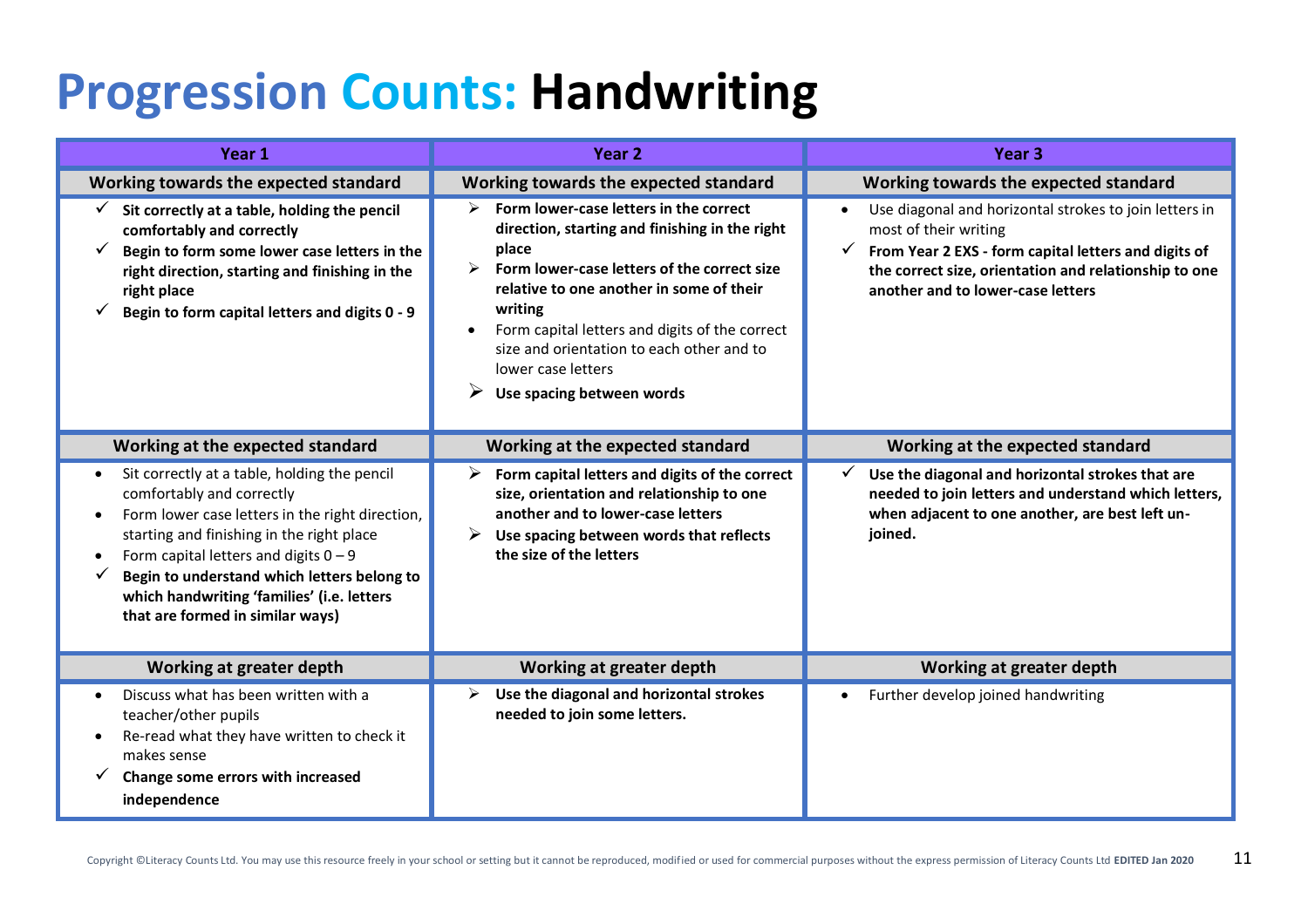# Progression Counts: Handwriting

| Year 1 | Year 2 | Year 3 |
|---|---|---|
| **Working towards the expected standard** | **Working towards the expected standard** | **Working towards the expected standard** |
| ✓ **Sit correctly at a table, holding the pencil comfortably and correctly**<br>✓ **Begin to form some lower case letters in the right direction, starting and finishing in the right place**<br>✓ **Begin to form capital letters and digits 0 - 9** | ➢ **Form lower-case letters in the correct direction, starting and finishing in the right place**<br>➢ **Form lower-case letters of the correct size relative to one another in some of their writing**<br>• Form capital letters and digits of the correct size and orientation to each other and to lower case letters<br>➢ **Use spacing between words** | • Use diagonal and horizontal strokes to join letters in most of their writing<br>✓ **From Year 2 EXS - form capital letters and digits of the correct size, orientation and relationship to one another and to lower-case letters** |
| **Working at the expected standard** | **Working at the expected standard** | **Working at the expected standard** |
| • Sit correctly at a table, holding the pencil comfortably and correctly<br>• Form lower case letters in the right direction, starting and finishing in the right place<br>• Form capital letters and digits 0 – 9<br>✓ **Begin to understand which letters belong to which handwriting 'families' (i.e. letters that are formed in similar ways)** | ➢ **Form capital letters and digits of the correct size, orientation and relationship to one another and to lower-case letters**<br>➢ **Use spacing between words that reflects the size of the letters** | ✓ **Use the diagonal and horizontal strokes that are needed to join letters and understand which letters, when adjacent to one another, are best left un-joined.** |
| **Working at greater depth** | **Working at greater depth** | **Working at greater depth** |
| • Discuss what has been written with a teacher/other pupils<br>• Re-read what they have written to check it makes sense<br>✓ **Change some errors with increased independence** | ➢ **Use the diagonal and horizontal strokes needed to join some letters.** | • Further develop joined handwriting |

Copyright ©Literacy Counts Ltd. You may use this resource freely in your school or setting but it cannot be reproduced, modified or used for commercial purposes without the express permission of Literacy Counts Ltd **EDITED Jan 2020**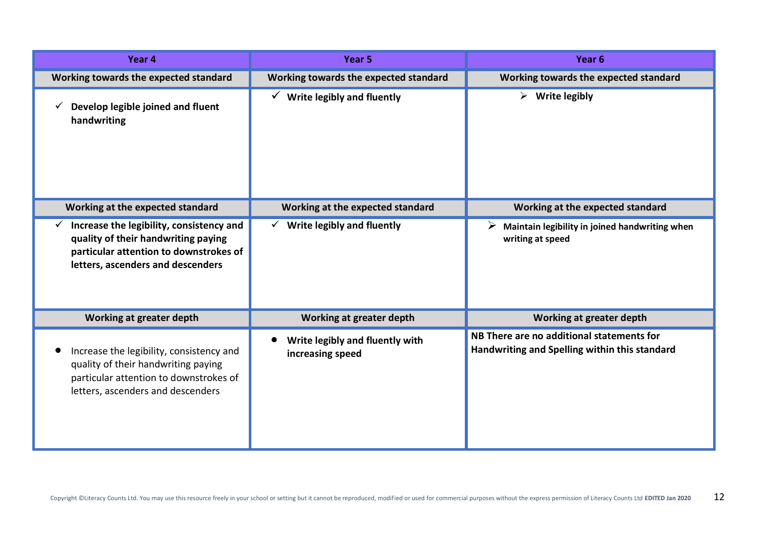| Year 4 | Year 5 | Year 6 |
|---|---|---|
| **Working towards the expected standard** | **Working towards the expected standard** | **Working towards the expected standard** |
| ✓ **Develop legible joined and fluent handwriting** | ✓ **Write legibly and fluently** | ➢ **Write legibly** |
| **Working at the expected standard** | **Working at the expected standard** | **Working at the expected standard** |
| ✓ **Increase the legibility, consistency and quality of their handwriting paying particular attention to downstrokes of letters, ascenders and descenders** | ✓ **Write legibly and fluently** | ➢ **Maintain legibility in joined handwriting when writing at speed** |
| **Working at greater depth** | **Working at greater depth** | **Working at greater depth** |
| • Increase the legibility, consistency and quality of their handwriting paying particular attention to downstrokes of letters, ascenders and descenders | • **Write legibly and fluently with increasing speed** | **NB There are no additional statements for Handwriting and Spelling within this standard** |

Copyright ©Literacy Counts Ltd. You may use this resource freely in your school or setting but it cannot be reproduced, modified or used for commercial purposes without the express permission of Literacy Counts Ltd **EDITED Jan 2020**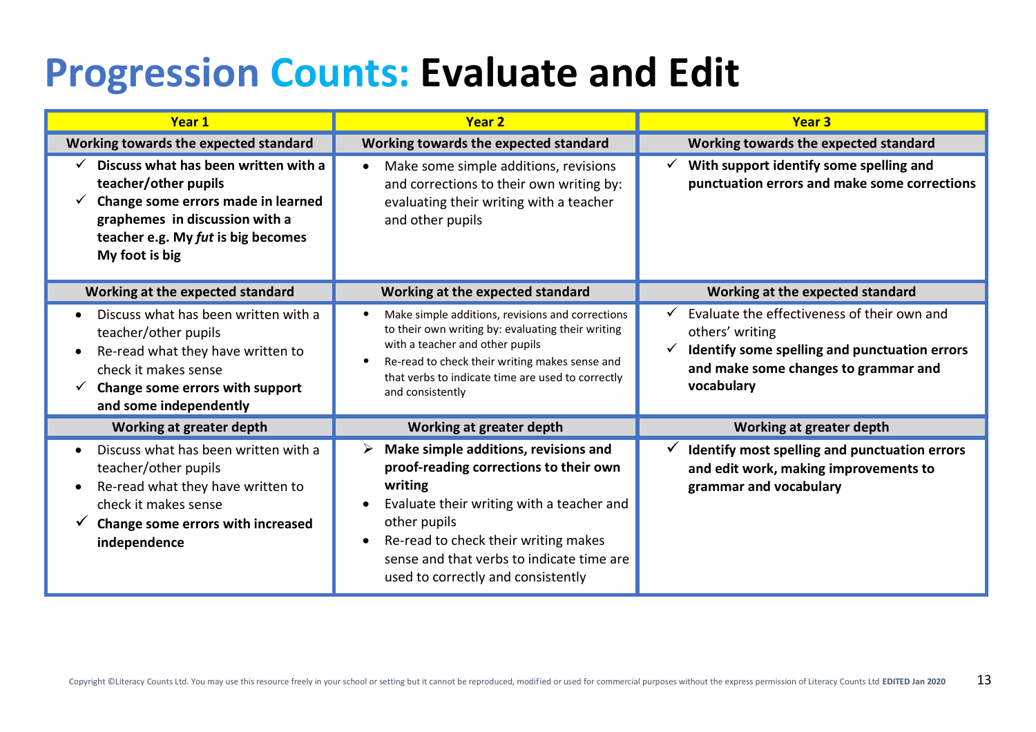# Progression Counts: Evaluate and Edit

| Year 1 | Year 2 | Year 3 |
|---|---|---|
| **Working towards the expected standard** | **Working towards the expected standard** | **Working towards the expected standard** |
| ✓ **Discuss what has been written with a teacher/other pupils**<br>✓ **Change some errors made in learned graphemes in discussion with a teacher e.g. My *fut* is big becomes My foot is big** | • Make some simple additions, revisions and corrections to their own writing by: evaluating their writing with a teacher and other pupils | ✓ **With support identify some spelling and punctuation errors and make some corrections** |
| **Working at the expected standard** | **Working at the expected standard** | **Working at the expected standard** |
| • Discuss what has been written with a teacher/other pupils<br>• Re-read what they have written to check it makes sense<br>✓ **Change some errors with support and some independently** | • Make simple additions, revisions and corrections to their own writing by: evaluating their writing with a teacher and other pupils<br>• Re-read to check their writing makes sense and that verbs to indicate time are used to correctly and consistently | ✓ Evaluate the effectiveness of their own and others' writing<br>✓ **Identify some spelling and punctuation errors and make some changes to grammar and vocabulary** |
| **Working at greater depth** | **Working at greater depth** | **Working at greater depth** |
| • Discuss what has been written with a teacher/other pupils<br>• Re-read what they have written to check it makes sense<br>✓ **Change some errors with increased independence** | ➢ **Make simple additions, revisions and proof-reading corrections to their own writing**<br>• Evaluate their writing with a teacher and other pupils<br>• Re-read to check their writing makes sense and that verbs to indicate time are used to correctly and consistently | ✓ **Identify most spelling and punctuation errors and edit work, making improvements to grammar and vocabulary** |

Copyright ©Literacy Counts Ltd. You may use this resource freely in your school or setting but it cannot be reproduced, modified or used for commercial purposes without the express permission of Literacy Counts Ltd **EDITED Jan 2020**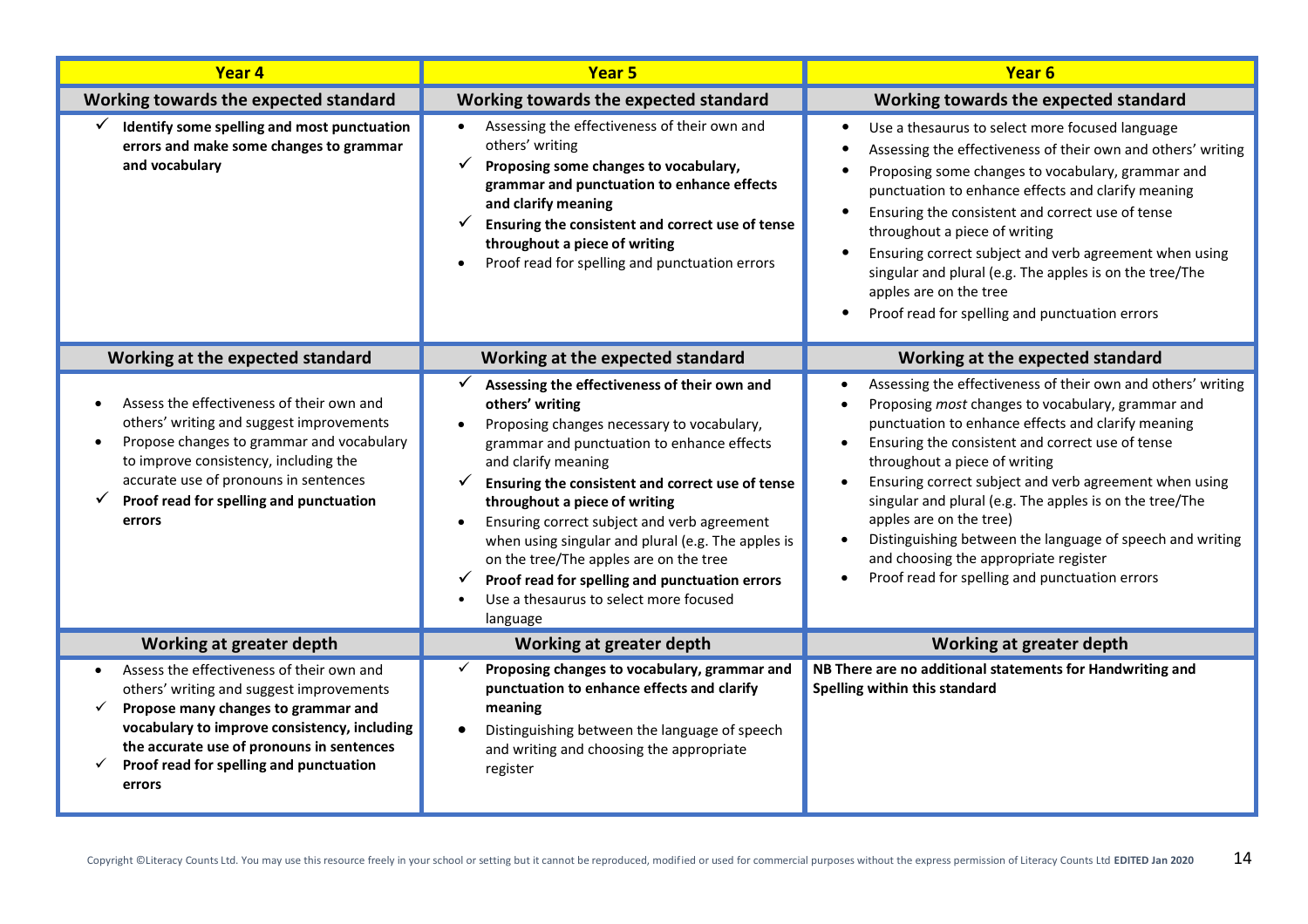| Year 4 | Year 5 | Year 6 |
|---|---|---|
| **Working towards the expected standard** | **Working towards the expected standard** | **Working towards the expected standard** |
| ✓ **Identify some spelling and most punctuation errors and make some changes to grammar and vocabulary** | • Assessing the effectiveness of their own and others' writing<br>✓ **Proposing some changes to vocabulary, grammar and punctuation to enhance effects and clarify meaning**<br>✓ **Ensuring the consistent and correct use of tense throughout a piece of writing**<br>• Proof read for spelling and punctuation errors | • Use a thesaurus to select more focused language<br>• Assessing the effectiveness of their own and others' writing<br>• Proposing some changes to vocabulary, grammar and punctuation to enhance effects and clarify meaning<br>• Ensuring the consistent and correct use of tense throughout a piece of writing<br>• Ensuring correct subject and verb agreement when using singular and plural (e.g. The apples is on the tree/The apples are on the tree<br>• Proof read for spelling and punctuation errors |
| **Working at the expected standard** | **Working at the expected standard** | **Working at the expected standard** |
| • Assess the effectiveness of their own and others' writing and suggest improvements<br>• Propose changes to grammar and vocabulary to improve consistency, including the accurate use of pronouns in sentences<br>✓ **Proof read for spelling and punctuation errors** | ✓ **Assessing the effectiveness of their own and others' writing**<br>• Proposing changes necessary to vocabulary, grammar and punctuation to enhance effects and clarify meaning<br>✓ **Ensuring the consistent and correct use of tense throughout a piece of writing**<br>• Ensuring correct subject and verb agreement when using singular and plural (e.g. The apples is on the tree/The apples are on the tree<br>✓ **Proof read for spelling and punctuation errors**<br>• Use a thesaurus to select more focused language | • Assessing the effectiveness of their own and others' writing<br>• Proposing *most* changes to vocabulary, grammar and punctuation to enhance effects and clarify meaning<br>• Ensuring the consistent and correct use of tense throughout a piece of writing<br>• Ensuring correct subject and verb agreement when using singular and plural (e.g. The apples is on the tree/The apples are on the tree)<br>• Distinguishing between the language of speech and writing and choosing the appropriate register<br>• Proof read for spelling and punctuation errors |
| **Working at greater depth** | **Working at greater depth** | **Working at greater depth** |
| • Assess the effectiveness of their own and others' writing and suggest improvements<br>✓ **Propose many changes to grammar and vocabulary to improve consistency, including the accurate use of pronouns in sentences**<br>✓ **Proof read for spelling and punctuation errors** | ✓ **Proposing changes to vocabulary, grammar and punctuation to enhance effects and clarify meaning**<br>• Distinguishing between the language of speech and writing and choosing the appropriate register | **NB There are no additional statements for Handwriting and Spelling within this standard** |

Copyright ©Literacy Counts Ltd. You may use this resource freely in your school or setting but it cannot be reproduced, modified or used for commercial purposes without the express permission of Literacy Counts Ltd **EDITED Jan 2020**